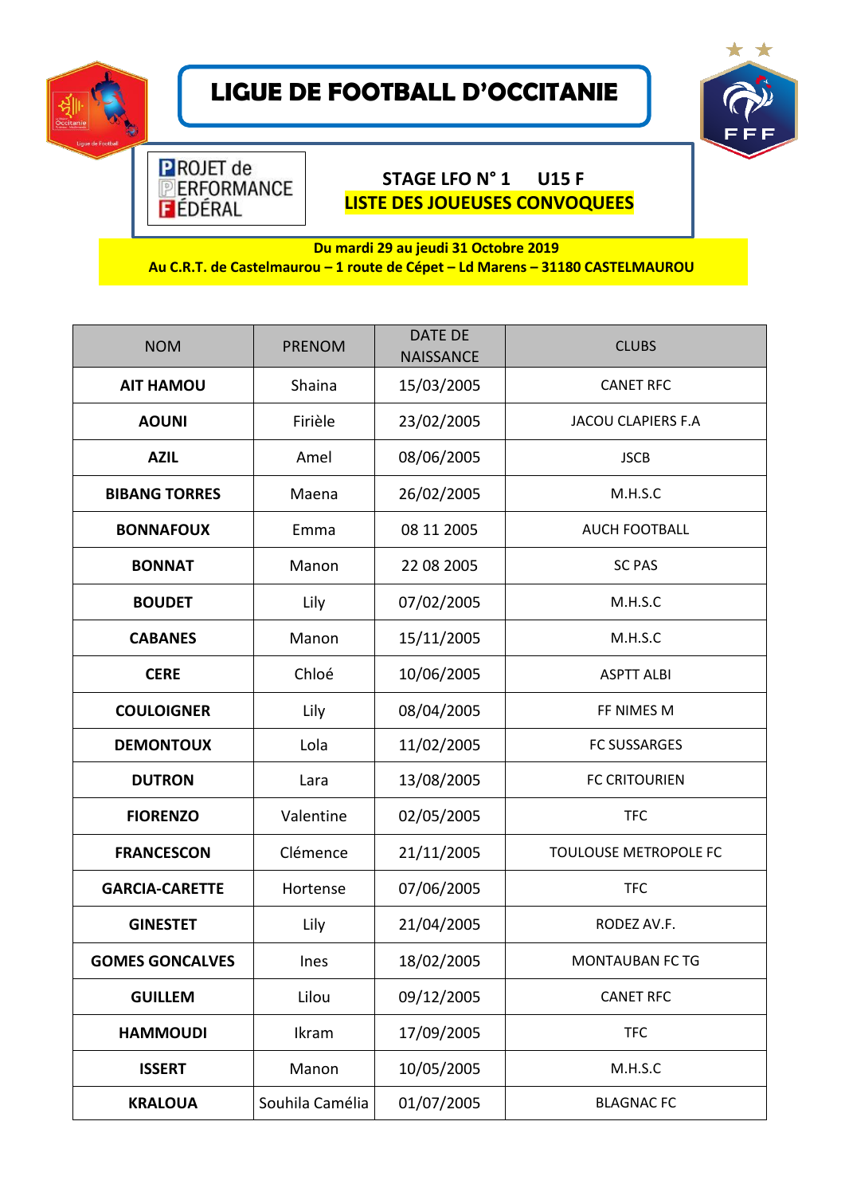# LIGUE DE FOOTBALL D'OCCITANIE

PROJET de PERFORMANCE FÉDÉRAL

**STAGE LFO N° 1 U15 F**

**LISTE DES JOUEUSES CONVOQUEES**

**Du mardi 29 au jeudi 31 Octobre 2019**
**Au C.R.T. de Castelmaurou – 1 route de Cépet – Ld Marens – 31180 CASTELMAUROU**

| NOM | PRENOM | DATE DE NAISSANCE | CLUBS |
|---|---|---|---|
| **AIT HAMOU** | Shaina | 15/03/2005 | CANET RFC |
| **AOUNI** | Firièle | 23/02/2005 | JACOU CLAPIERS F.A |
| **AZIL** | Amel | 08/06/2005 | JSCB |
| **BIBANG TORRES** | Maena | 26/02/2005 | M.H.S.C |
| **BONNAFOUX** | Emma | 08 11 2005 | AUCH FOOTBALL |
| **BONNAT** | Manon | 22 08 2005 | SC PAS |
| **BOUDET** | Lily | 07/02/2005 | M.H.S.C |
| **CABANES** | Manon | 15/11/2005 | M.H.S.C |
| **CERE** | Chloé | 10/06/2005 | ASPTT ALBI |
| **COULOIGNER** | Lily | 08/04/2005 | FF NIMES M |
| **DEMONTOUX** | Lola | 11/02/2005 | FC SUSSARGES |
| **DUTRON** | Lara | 13/08/2005 | FC CRITOURIEN |
| **FIORENZO** | Valentine | 02/05/2005 | TFC |
| **FRANCESCON** | Clémence | 21/11/2005 | TOULOUSE METROPOLE FC |
| **GARCIA-CARETTE** | Hortense | 07/06/2005 | TFC |
| **GINESTET** | Lily | 21/04/2005 | RODEZ AV.F. |
| **GOMES GONCALVES** | Ines | 18/02/2005 | MONTAUBAN FC TG |
| **GUILLEM** | Lilou | 09/12/2005 | CANET RFC |
| **HAMMOUDI** | Ikram | 17/09/2005 | TFC |
| **ISSERT** | Manon | 10/05/2005 | M.H.S.C |
| **KRALOUA** | Souhila Camélia | 01/07/2005 | BLAGNAC FC |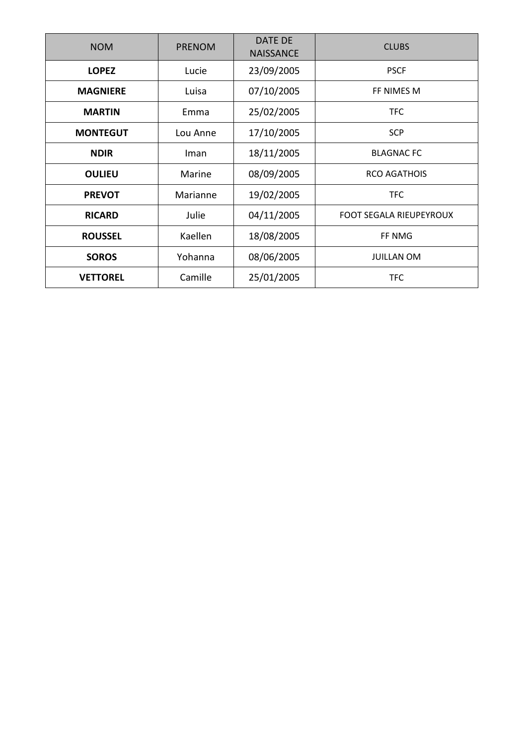| NOM | PRENOM | DATE DE NAISSANCE | CLUBS |
| --- | --- | --- | --- |
| **LOPEZ** | Lucie | 23/09/2005 | PSCF |
| **MAGNIERE** | Luisa | 07/10/2005 | FF NIMES M |
| **MARTIN** | Emma | 25/02/2005 | TFC |
| **MONTEGUT** | Lou Anne | 17/10/2005 | SCP |
| **NDIR** | Iman | 18/11/2005 | BLAGNAC FC |
| **OULIEU** | Marine | 08/09/2005 | RCO AGATHOIS |
| **PREVOT** | Marianne | 19/02/2005 | TFC |
| **RICARD** | Julie | 04/11/2005 | FOOT SEGALA RIEUPEYROUX |
| **ROUSSEL** | Kaellen | 18/08/2005 | FF NMG |
| **SOROS** | Yohanna | 08/06/2005 | JUILLAN OM |
| **VETTOREL** | Camille | 25/01/2005 | TFC |